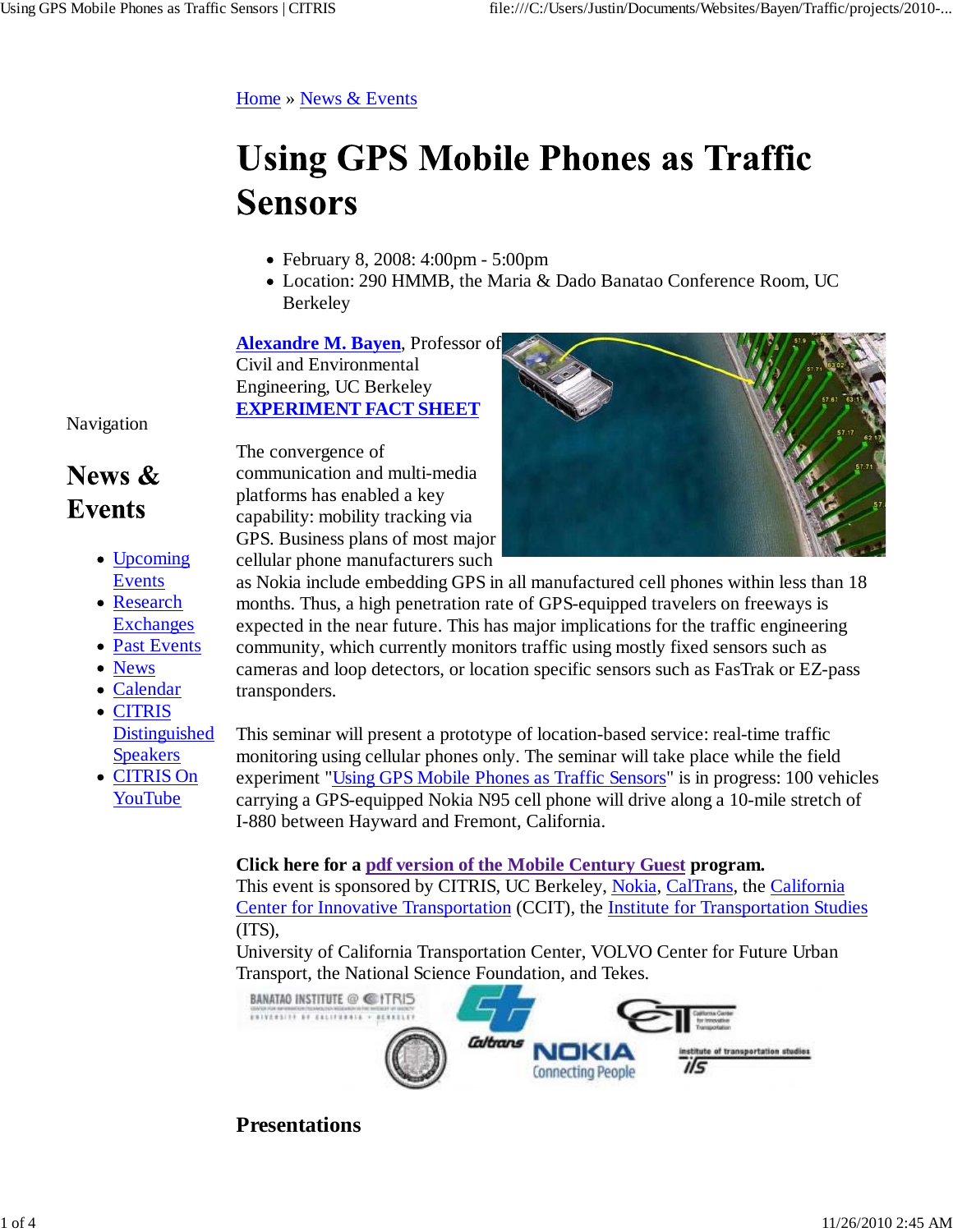Home » News & Events

# Using GPS Mobile Phones as Traffic Sensors

- February 8, 2008: 4:00pm - 5:00pm
- Location: 290 HMMB, the Maria & Dado Banatao Conference Room, UC Berkeley

**Alexandre M. Bayen**, Professor of Civil and Environmental Engineering, UC Berkeley
**EXPERIMENT FACT SHEET**

The convergence of communication and multi-media platforms has enabled a key capability: mobility tracking via GPS. Business plans of most major cellular phone manufacturers such as Nokia include embedding GPS in all manufactured cell phones within less than 18 months. Thus, a high penetration rate of GPS-equipped travelers on freeways is expected in the near future. This has major implications for the traffic engineering community, which currently monitors traffic using mostly fixed sensors such as cameras and loop detectors, or location specific sensors such as FasTrak or EZ-pass transponders.

This seminar will present a prototype of location-based service: real-time traffic monitoring using cellular phones only. The seminar will take place while the field experiment "Using GPS Mobile Phones as Traffic Sensors" is in progress: 100 vehicles carrying a GPS-equipped Nokia N95 cell phone will drive along a 10-mile stretch of I-880 between Hayward and Fremont, California.

**Click here for a pdf version of the Mobile Century Guest program.**
This event is sponsored by CITRIS, UC Berkeley, Nokia, CalTrans, the California Center for Innovative Transportation (CCIT), the Institute for Transportation Studies (ITS),
University of California Transportation Center, VOLVO Center for Future Urban Transport, the National Science Foundation, and Tekes.

## Presentations

Navigation

## News & Events

- Upcoming Events
- Research Exchanges
- Past Events
- News
- Calendar
- CITRIS Distinguished Speakers
- CITRIS On YouTube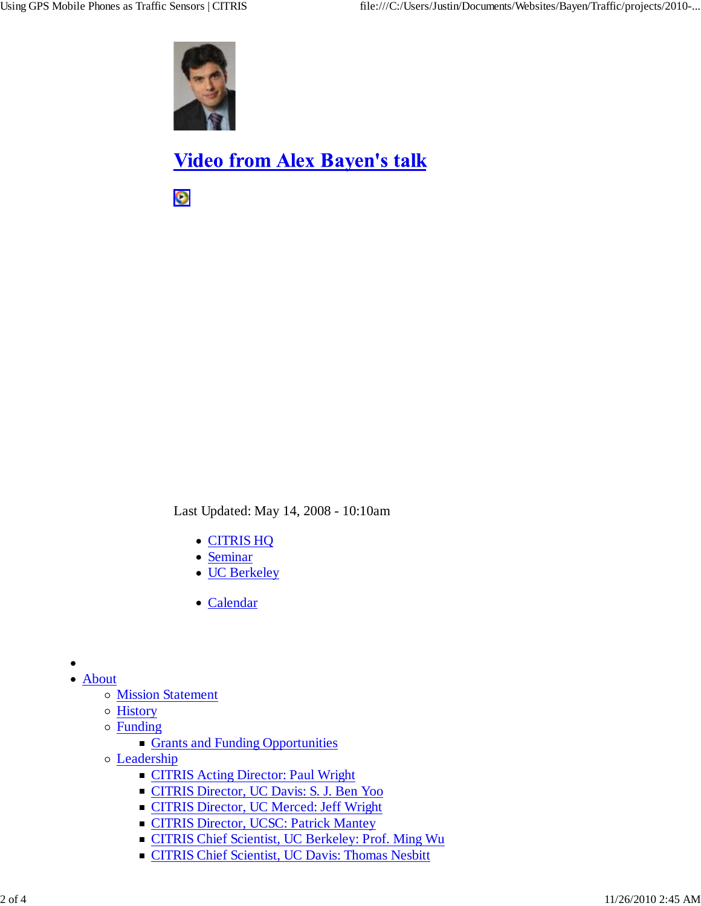## Video from Alex Bayen's talk

Last Updated: May 14, 2008 - 10:10am

- CITRIS HQ
- Seminar
- UC Berkeley

- Calendar

- 
- About
  - Mission Statement
  - History
  - Funding
    - Grants and Funding Opportunities
  - Leadership
    - CITRIS Acting Director: Paul Wright
    - CITRIS Director, UC Davis: S. J. Ben Yoo
    - CITRIS Director, UC Merced: Jeff Wright
    - CITRIS Director, UCSC: Patrick Mantey
    - CITRIS Chief Scientist, UC Berkeley: Prof. Ming Wu
    - CITRIS Chief Scientist, UC Davis: Thomas Nesbitt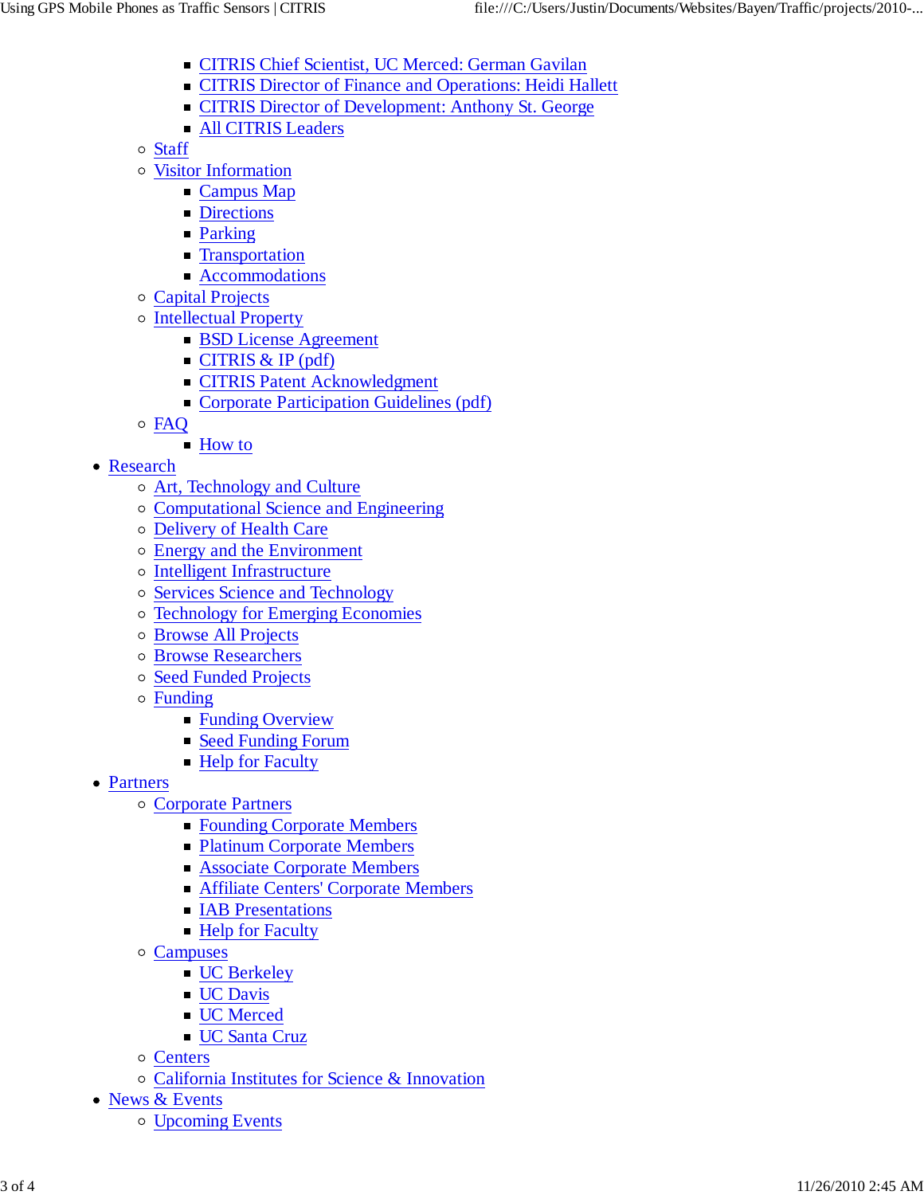- CITRIS Chief Scientist, UC Merced: German Gavilan
        - CITRIS Director of Finance and Operations: Heidi Hallett
        - CITRIS Director of Development: Anthony St. George
        - All CITRIS Leaders
    - Staff
    - Visitor Information
        - Campus Map
        - Directions
        - Parking
        - Transportation
        - Accommodations
    - Capital Projects
    - Intellectual Property
        - BSD License Agreement
        - CITRIS & IP (pdf)
        - CITRIS Patent Acknowledgment
        - Corporate Participation Guidelines (pdf)
    - FAQ
        - How to
- Research
    - Art, Technology and Culture
    - Computational Science and Engineering
    - Delivery of Health Care
    - Energy and the Environment
    - Intelligent Infrastructure
    - Services Science and Technology
    - Technology for Emerging Economies
    - Browse All Projects
    - Browse Researchers
    - Seed Funded Projects
    - Funding
        - Funding Overview
        - Seed Funding Forum
        - Help for Faculty
- Partners
    - Corporate Partners
        - Founding Corporate Members
        - Platinum Corporate Members
        - Associate Corporate Members
        - Affiliate Centers' Corporate Members
        - IAB Presentations
        - Help for Faculty
    - Campuses
        - UC Berkeley
        - UC Davis
        - UC Merced
        - UC Santa Cruz
    - Centers
    - California Institutes for Science & Innovation
- News & Events
    - Upcoming Events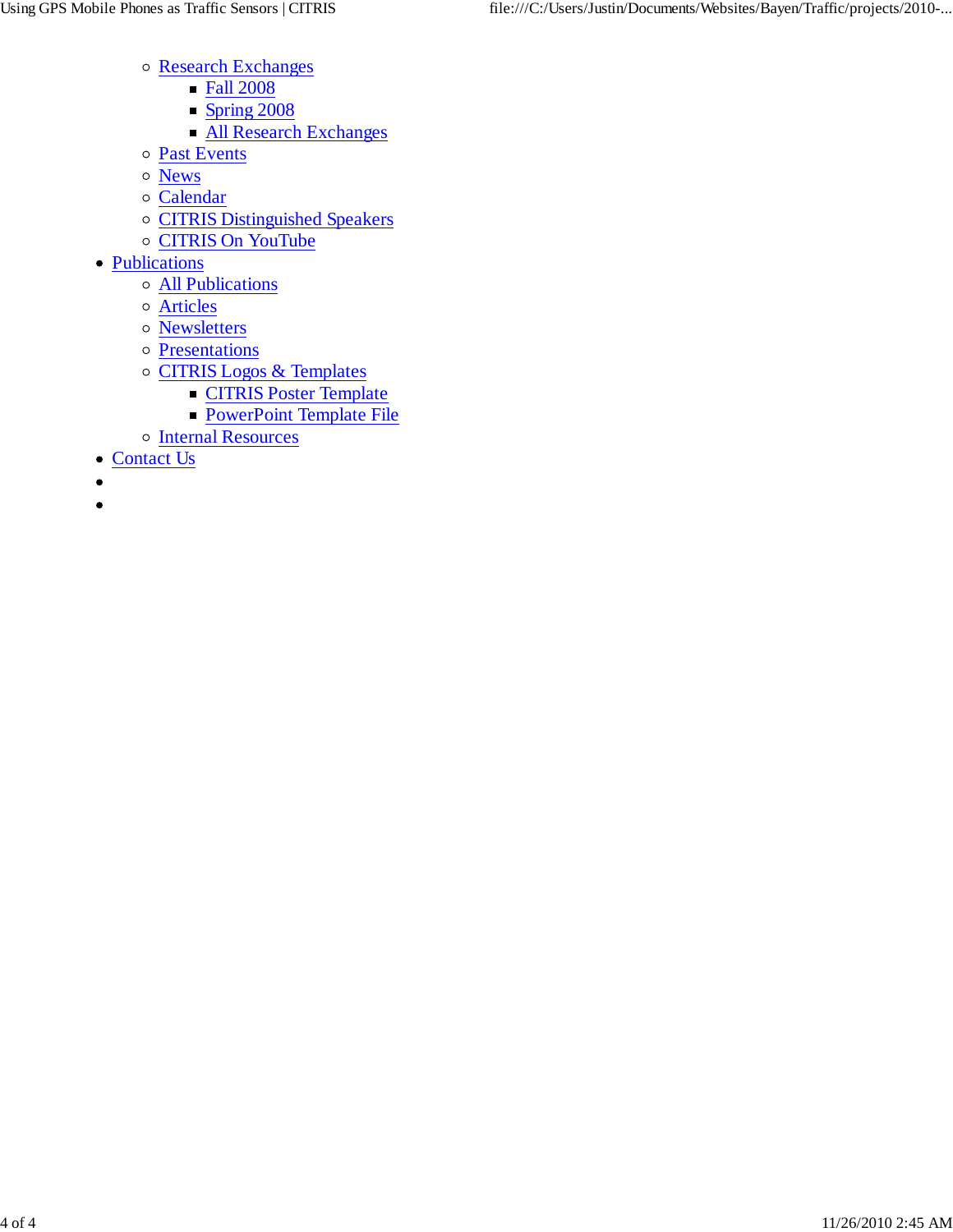- Research Exchanges
  - Fall 2008
  - Spring 2008
  - All Research Exchanges
- Past Events
- News
- Calendar
- CITRIS Distinguished Speakers
- CITRIS On YouTube

- Publications
  - All Publications
  - Articles
  - Newsletters
  - Presentations
  - CITRIS Logos & Templates
    - CITRIS Poster Template
    - PowerPoint Template File
  - Internal Resources
- Contact Us